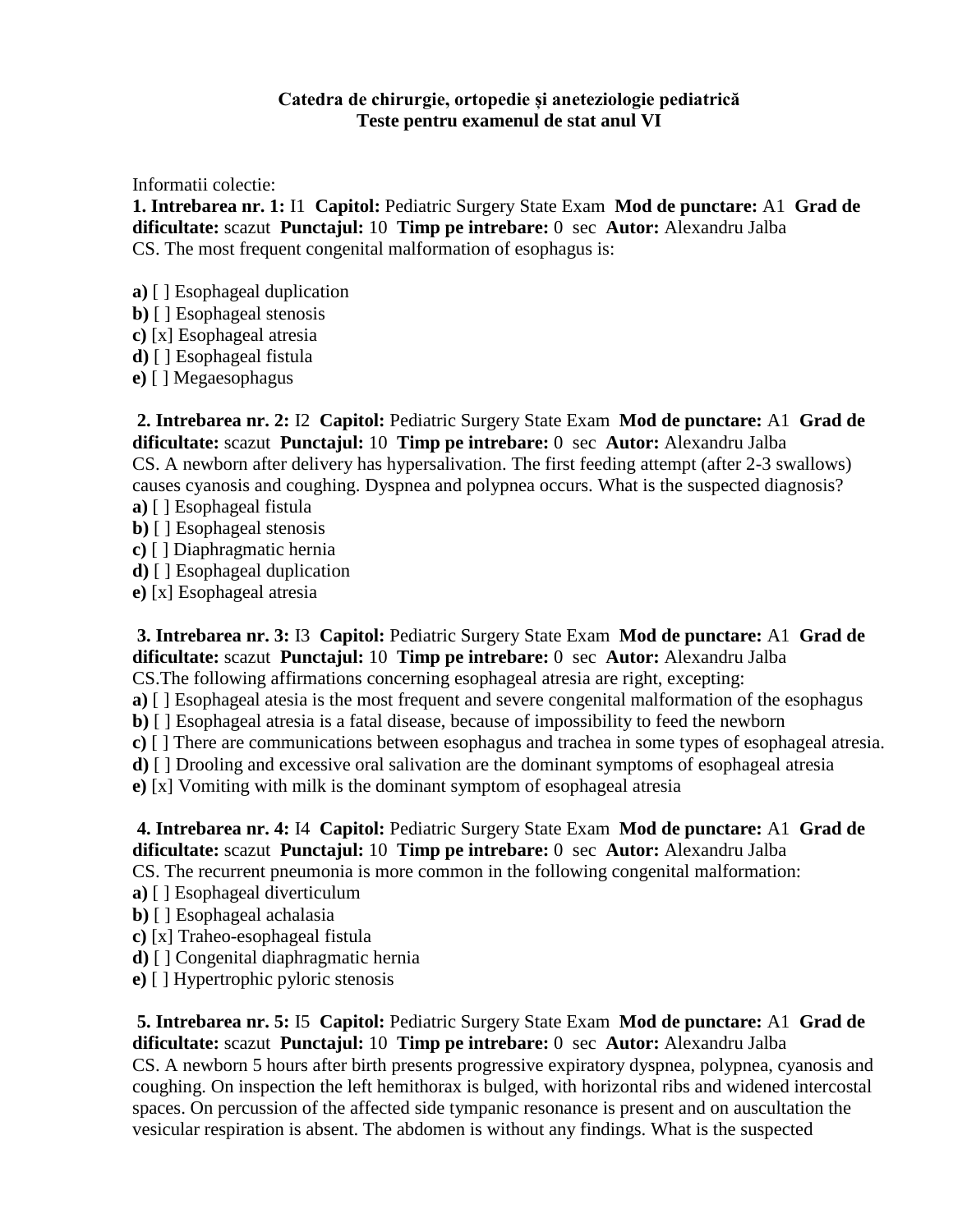**Catedra de chirurgie, ortopedie și aneteziologie pediatrică**
**Teste pentru examenul de stat anul VI**

Informatii colectie:

**1. Intrebarea nr. 1:** I1 **Capitol:** Pediatric Surgery State Exam **Mod de punctare:** A1 **Grad de dificultate:** scazut **Punctajul:** 10 **Timp pe intrebare:** 0 sec **Autor:** Alexandru Jalba
CS. The most frequent congenital malformation of esophagus is:

**a)** [ ] Esophageal duplication
**b)** [ ] Esophageal stenosis
**c)** [x] Esophageal atresia
**d)** [ ] Esophageal fistula
**e)** [ ] Megaesophagus

**2. Intrebarea nr. 2:** I2 **Capitol:** Pediatric Surgery State Exam **Mod de punctare:** A1 **Grad de dificultate:** scazut **Punctajul:** 10 **Timp pe intrebare:** 0 sec **Autor:** Alexandru Jalba
CS. A newborn after delivery has hypersalivation. The first feeding attempt (after 2-3 swallows) causes cyanosis and coughing. Dyspnea and polypnea occurs. What is the suspected diagnosis?
**a)** [ ] Esophageal fistula
**b)** [ ] Esophageal stenosis
**c)** [ ] Diaphragmatic hernia
**d)** [ ] Esophageal duplication
**e)** [x] Esophageal atresia

**3. Intrebarea nr. 3:** I3 **Capitol:** Pediatric Surgery State Exam **Mod de punctare:** A1 **Grad de dificultate:** scazut **Punctajul:** 10 **Timp pe intrebare:** 0 sec **Autor:** Alexandru Jalba
CS.The following affirmations concerning esophageal atresia are right, excepting:
**a)** [ ] Esophageal atesia is the most frequent and severe congenital malformation of the esophagus
**b)** [ ] Esophageal atresia is a fatal disease, because of impossibility to feed the newborn
**c)** [ ] There are communications between esophagus and trachea in some types of esophageal atresia.
**d)** [ ] Drooling and excessive oral salivation are the dominant symptoms of esophageal atresia
**e)** [x] Vomiting with milk is the dominant symptom of esophageal atresia

**4. Intrebarea nr. 4:** I4 **Capitol:** Pediatric Surgery State Exam **Mod de punctare:** A1 **Grad de dificultate:** scazut **Punctajul:** 10 **Timp pe intrebare:** 0 sec **Autor:** Alexandru Jalba
CS. The recurrent pneumonia is more common in the following congenital malformation:
**a)** [ ] Esophageal diverticulum
**b)** [ ] Esophageal achalasia
**c)** [x] Traheo-esophageal fistula
**d)** [ ] Congenital diaphragmatic hernia
**e)** [ ] Hypertrophic pyloric stenosis

**5. Intrebarea nr. 5:** I5 **Capitol:** Pediatric Surgery State Exam **Mod de punctare:** A1 **Grad de dificultate:** scazut **Punctajul:** 10 **Timp pe intrebare:** 0 sec **Autor:** Alexandru Jalba
CS. A newborn 5 hours after birth presents progressive expiratory dyspnea, polypnea, cyanosis and coughing. On inspection the left hemithorax is bulged, with horizontal ribs and widened intercostal spaces. On percussion of the affected side tympanic resonance is present and on auscultation the vesicular respiration is absent. The abdomen is without any findings. What is the suspected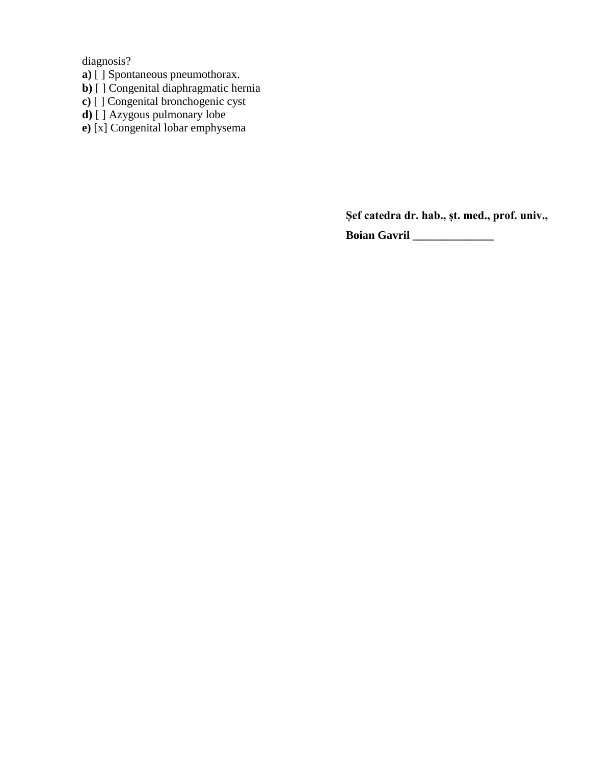diagnosis?

**a)** [ ] Spontaneous pneumothorax.
**b)** [ ] Congenital diaphragmatic hernia
**c)** [ ] Congenital bronchogenic cyst
**d)** [ ] Azygous pulmonary lobe
**e)** [x] Congenital lobar emphysema

**Șef catedra dr. hab., șt. med., prof. univ.,**

**Boian Gavril ______________**